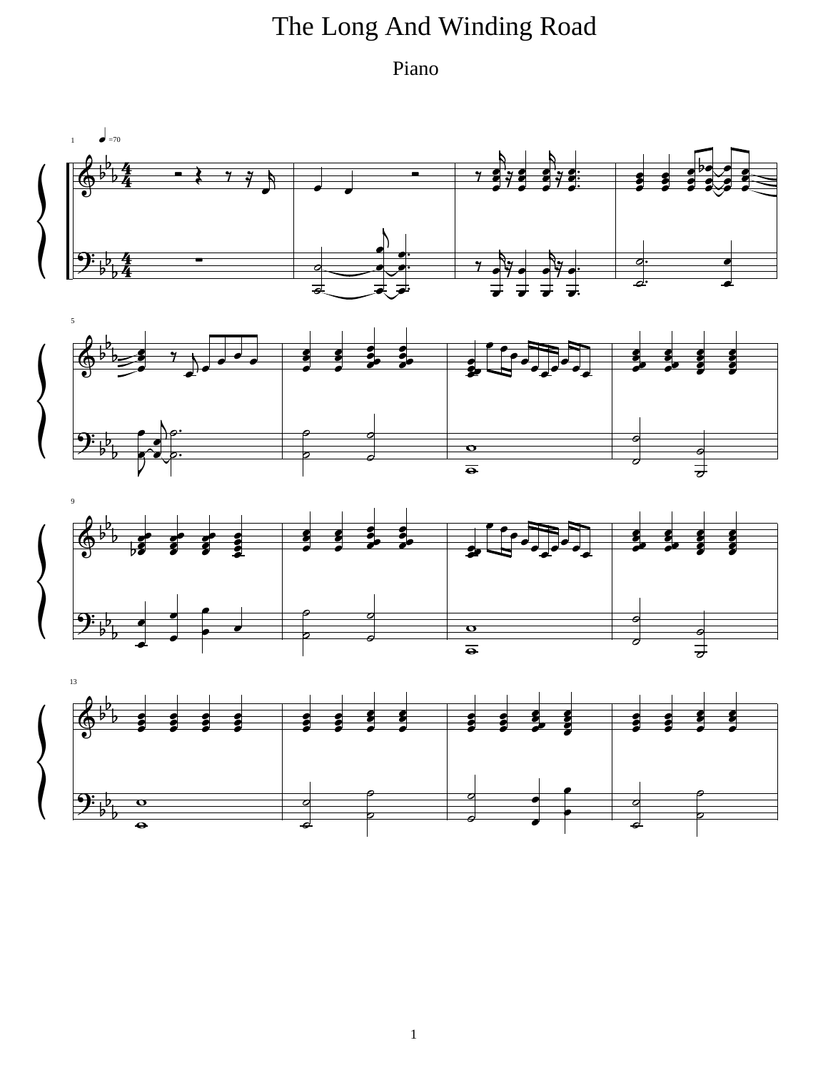# The Long And Winding Road

Piano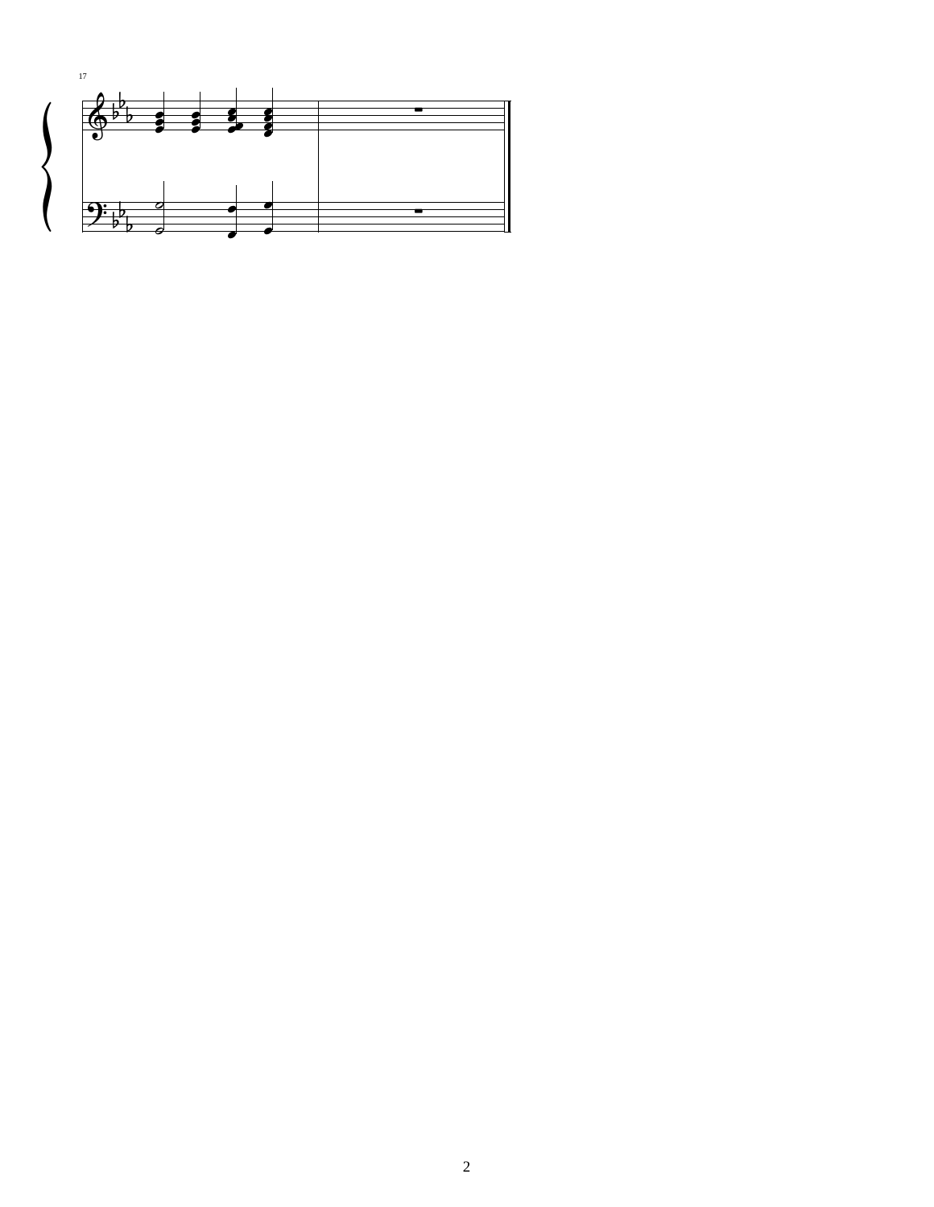17